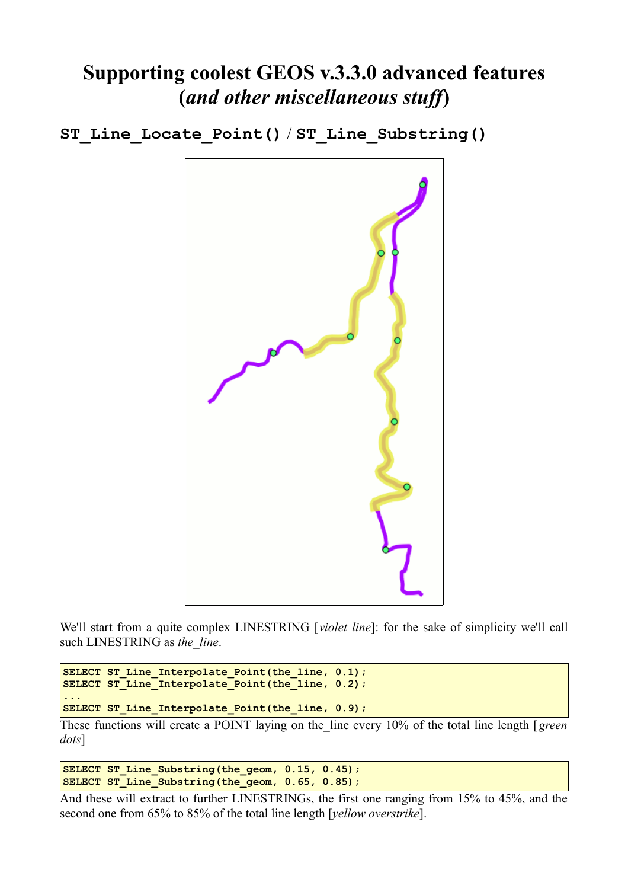# Supporting coolest GEOS v.3.3.0 advanced features (*and other miscellaneous stuff*)

## `ST_Line_Locate_Point()` / `ST_Line_Substring()`

We'll start from a quite complex LINESTRING [*violet line*]: for the sake of simplicity we'll call such LINESTRING as *the_line*.

```
SELECT ST_Line_Interpolate_Point(the_line, 0.1);
SELECT ST_Line_Interpolate_Point(the_line, 0.2);
...
SELECT ST_Line_Interpolate_Point(the_line, 0.9);
```

These functions will create a POINT laying on the_line every 10% of the total line length [*green dots*]

```
SELECT ST_Line_Substring(the_geom, 0.15, 0.45);
SELECT ST_Line_Substring(the_geom, 0.65, 0.85);
```

And these will extract to further LINESTRINGs, the first one ranging from 15% to 45%, and the second one from 65% to 85% of the total line length [*yellow overstrike*].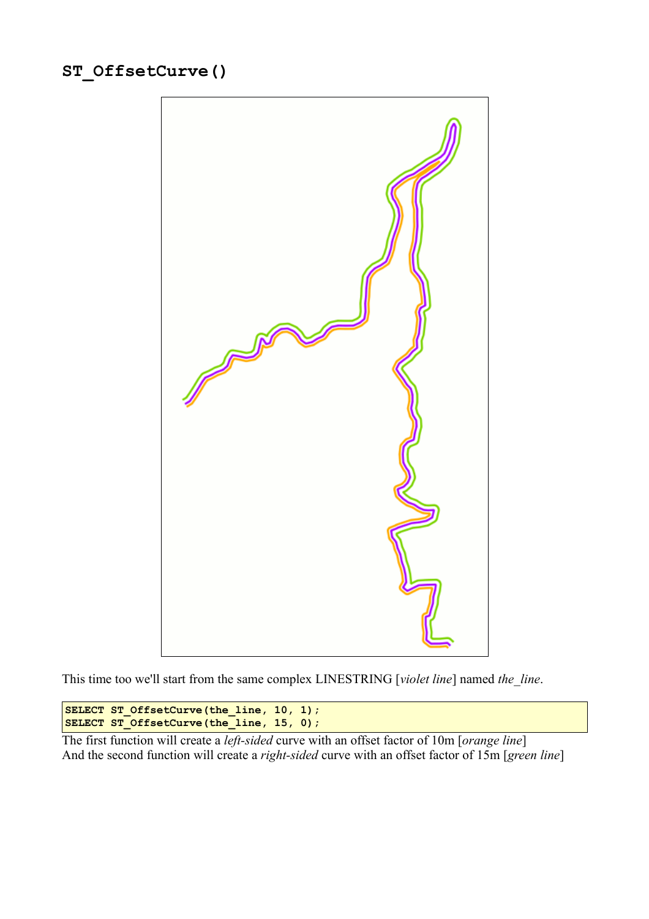## ST_OffsetCurve()

This time too we'll start from the same complex LINESTRING [*violet line*] named *the_line*.

```
SELECT ST_OffsetCurve(the_line, 10, 1);
SELECT ST_OffsetCurve(the_line, 15, 0);
```

The first function will create a *left-sided* curve with an offset factor of 10m [*orange line*]
And the second function will create a *right-sided* curve with an offset factor of 15m [*green line*]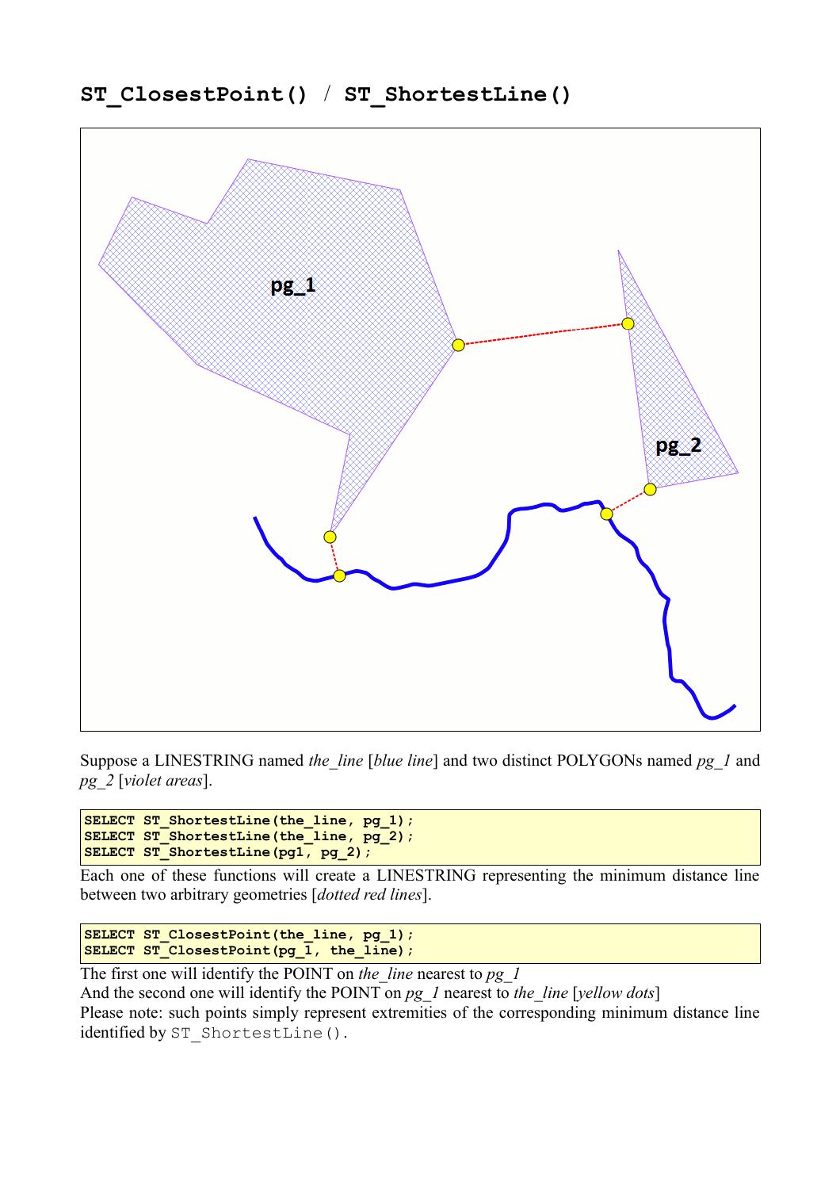## `ST_ClosestPoint()` / `ST_ShortestLine()`

Suppose a LINESTRING named *the_line* [*blue line*] and two distinct POLYGONs named *pg_1* and *pg_2* [*violet areas*].

```
SELECT ST_ShortestLine(the_line, pg_1);
SELECT ST_ShortestLine(the_line, pg_2);
SELECT ST_ShortestLine(pg1, pg_2);
```

Each one of these functions will create a LINESTRING representing the minimum distance line between two arbitrary geometries [*dotted red lines*].

```
SELECT ST_ClosestPoint(the_line, pg_1);
SELECT ST_ClosestPoint(pg_1, the_line);
```

The first one will identify the POINT on *the_line* nearest to *pg_1*
And the second one will identify the POINT on *pg_1* nearest to *the_line* [*yellow dots*]
Please note: such points simply represent extremities of the corresponding minimum distance line identified by `ST_ShortestLine()`.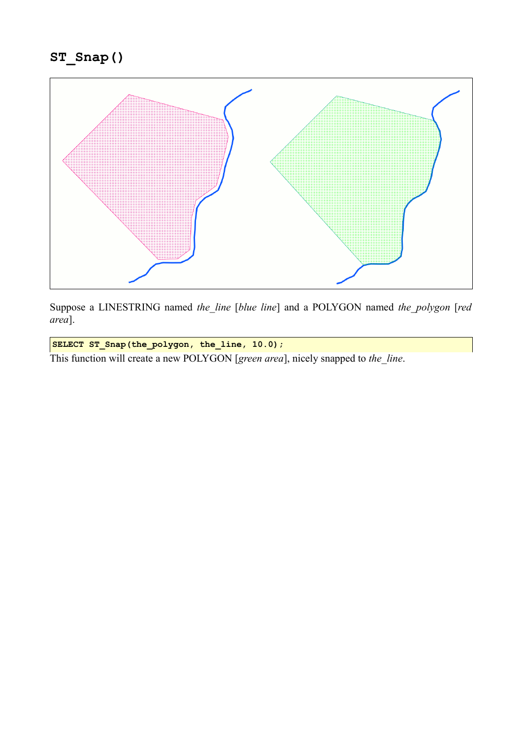# ST_Snap()

Suppose a LINESTRING named *the_line* [*blue line*] and a POLYGON named *the_polygon* [*red area*].

```
SELECT ST_Snap(the_polygon, the_line, 10.0);
```

This function will create a new POLYGON [*green area*], nicely snapped to *the_line*.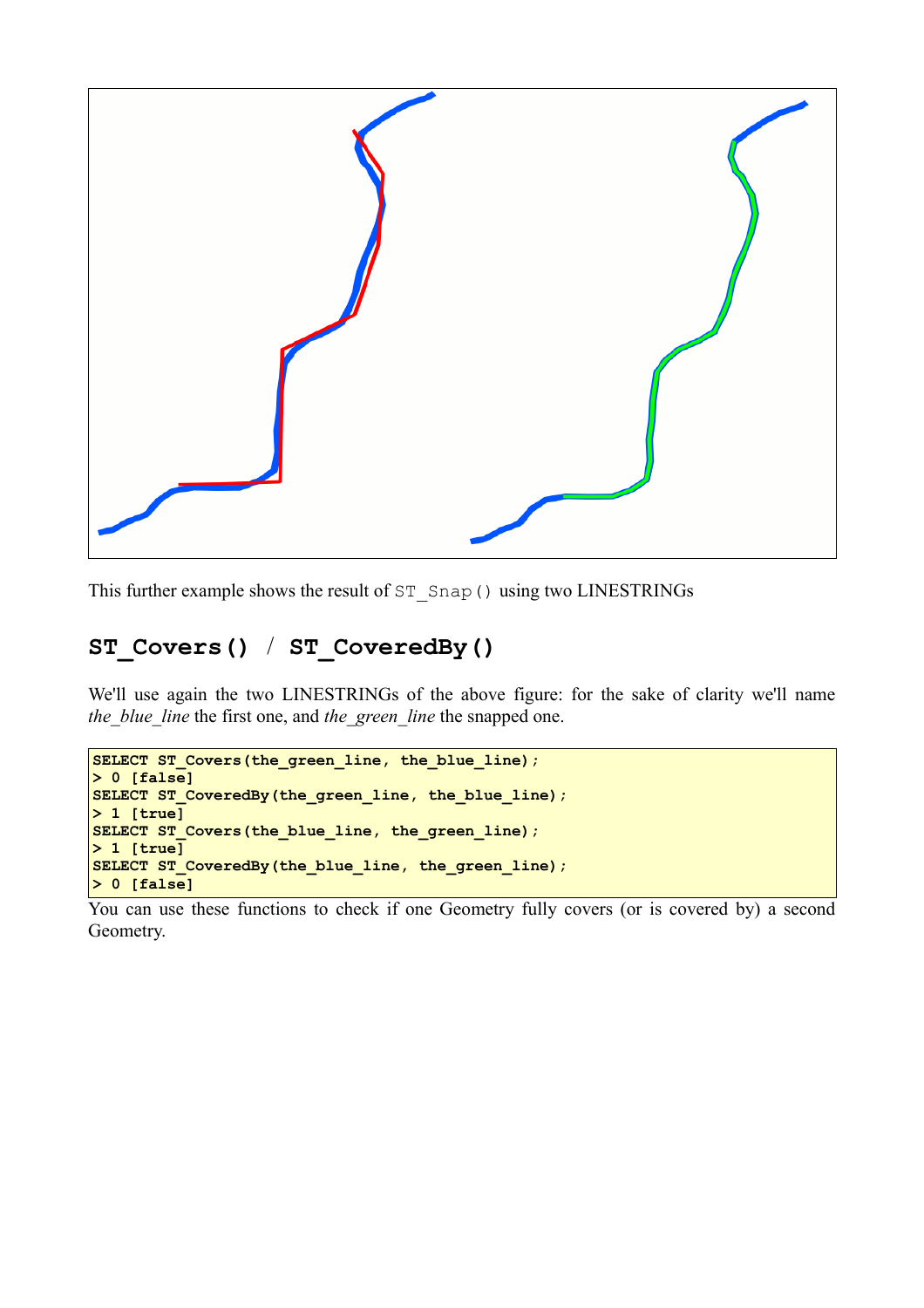This further example shows the result of `ST_Snap()` using two LINESTRINGs

## `ST_Covers()` / `ST_CoveredBy()`

We'll use again the two LINESTRINGs of the above figure: for the sake of clarity we'll name *the_blue_line* the first one, and *the_green_line* the snapped one.

```
SELECT ST_Covers(the_green_line, the_blue_line);
> 0 [false]
SELECT ST_CoveredBy(the_green_line, the_blue_line);
> 1 [true]
SELECT ST_Covers(the_blue_line, the_green_line);
> 1 [true]
SELECT ST_CoveredBy(the_blue_line, the_green_line);
> 0 [false]
```

You can use these functions to check if one Geometry fully covers (or is covered by) a second Geometry.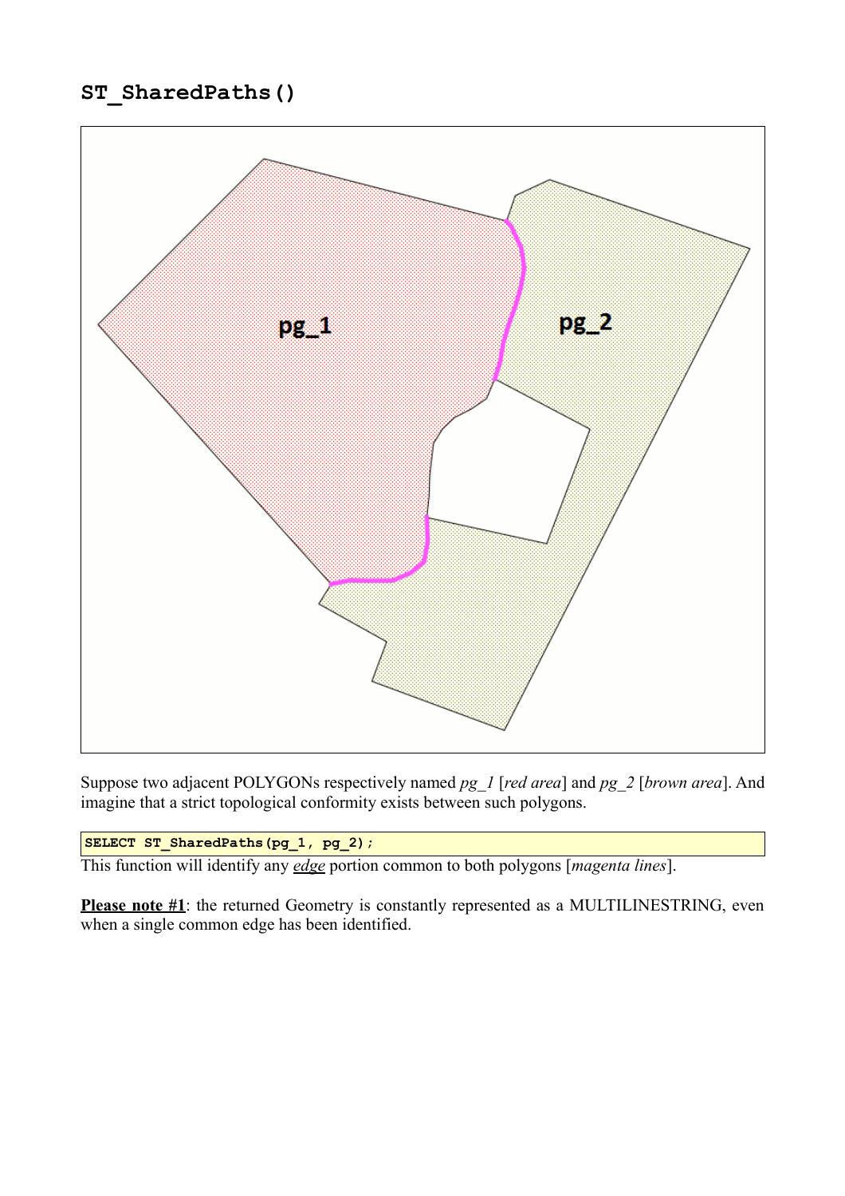## ST_SharedPaths()

Suppose two adjacent POLYGONs respectively named *pg_1* [*red area*] and *pg_2* [*brown area*]. And imagine that a strict topological conformity exists between such polygons.

```
SELECT ST_SharedPaths(pg_1, pg_2);
```

This function will identify any ***edge*** portion common to both polygons [*magenta lines*].

**Please note #1**: the returned Geometry is constantly represented as a MULTILINESTRING, even when a single common edge has been identified.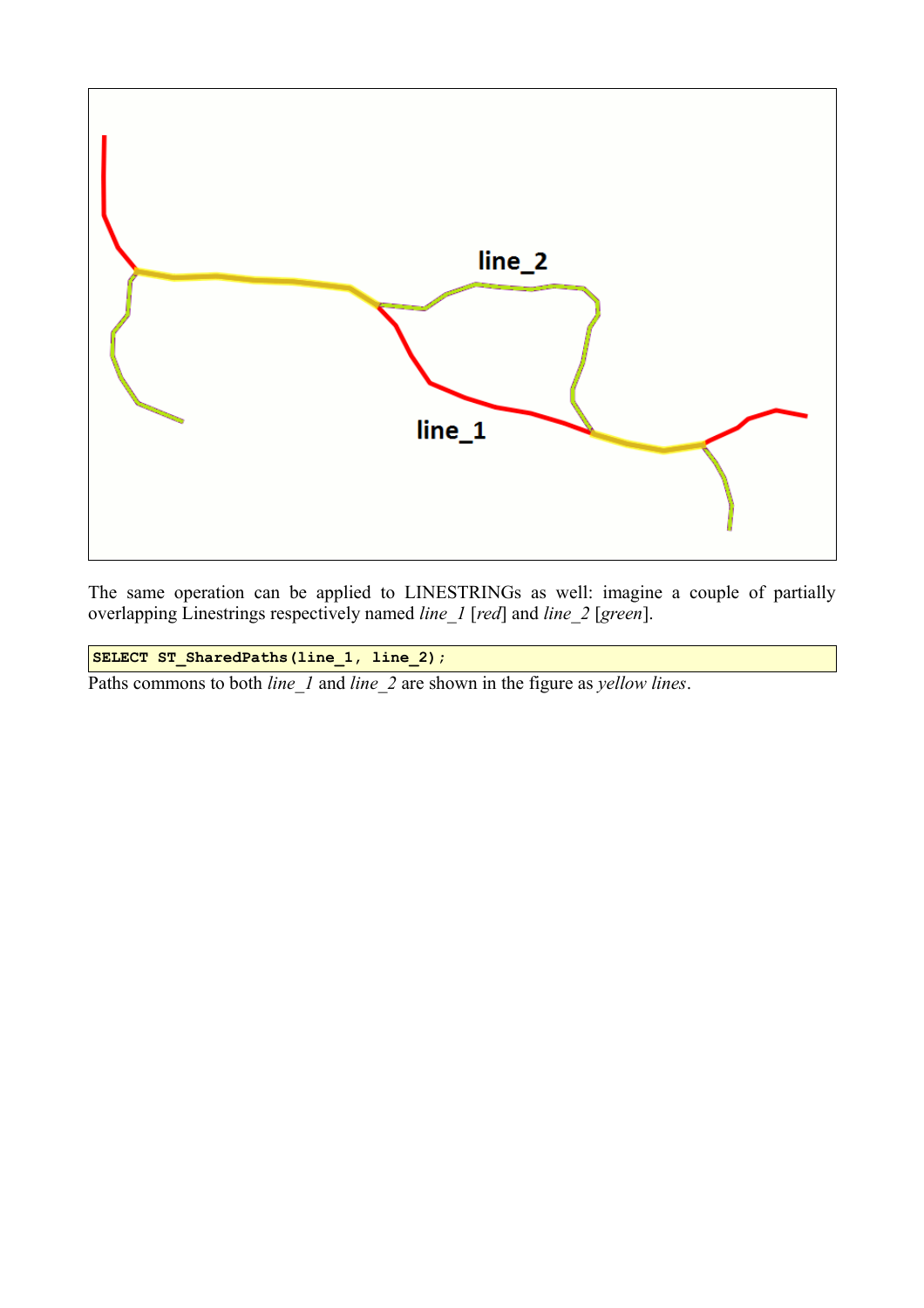The same operation can be applied to LINESTRINGs as well: imagine a couple of partially overlapping Linestrings respectively named *line_1* [*red*] and *line_2* [*green*].

```
SELECT ST_SharedPaths(line_1, line_2);
```

Paths commons to both *line_1* and *line_2* are shown in the figure as *yellow lines*.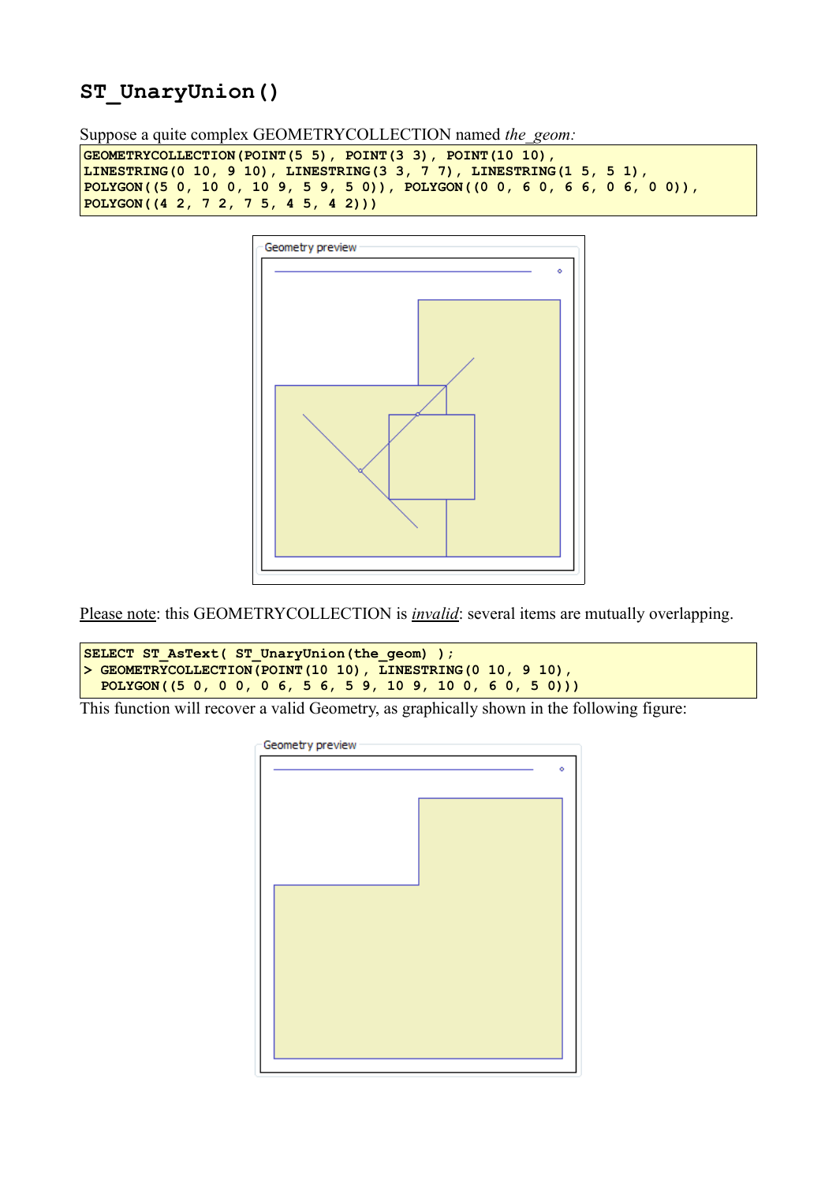## ST_UnaryUnion()

Suppose a quite complex GEOMETRYCOLLECTION named *the_geom:*

```
GEOMETRYCOLLECTION(POINT(5 5), POINT(3 3), POINT(10 10),
LINESTRING(0 10, 9 10), LINESTRING(3 3, 7 7), LINESTRING(1 5, 5 1),
POLYGON((5 0, 10 0, 10 9, 5 9, 5 0)), POLYGON((0 0, 6 0, 6 6, 0 6, 0 0)),
POLYGON((4 2, 7 2, 7 5, 4 5, 4 2)))
```

Please note: this GEOMETRYCOLLECTION is ***invalid***: several items are mutually overlapping.

```
SELECT ST_AsText( ST_UnaryUnion(the_geom) );
> GEOMETRYCOLLECTION(POINT(10 10), LINESTRING(0 10, 9 10),
  POLYGON((5 0, 0 0, 0 6, 5 6, 5 9, 10 9, 10 0, 6 0, 5 0)))
```

This function will recover a valid Geometry, as graphically shown in the following figure: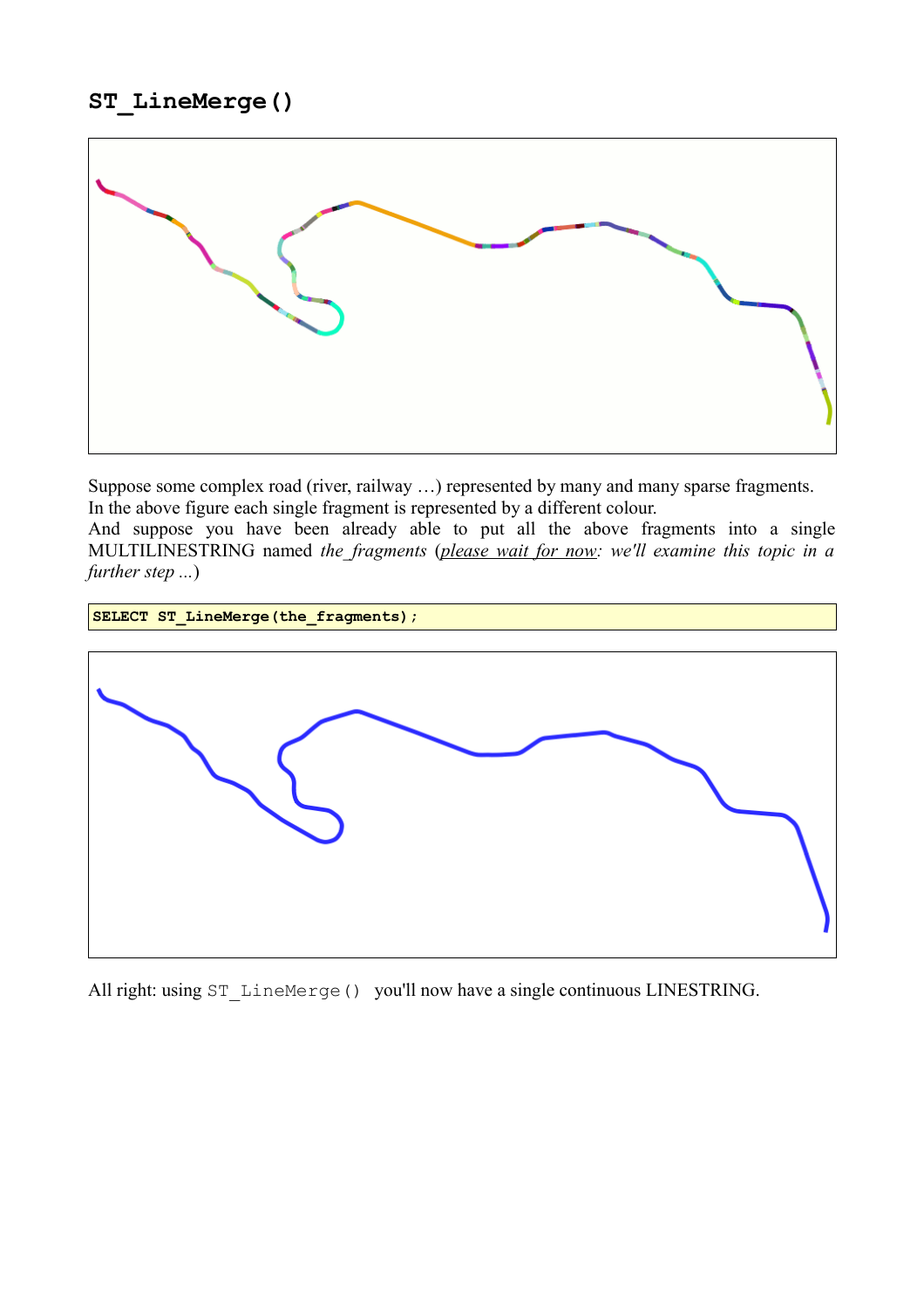## `ST_LineMerge()`

Suppose some complex road (river, railway …) represented by many and many sparse fragments.
In the above figure each single fragment is represented by a different colour.
And suppose you have been already able to put all the above fragments into a single MULTILINESTRING named *the_fragments* (*please wait for now: we'll examine this topic in a further step ...*)

```
SELECT ST_LineMerge(the_fragments);
```

All right: using `ST_LineMerge()` you'll now have a single continuous LINESTRING.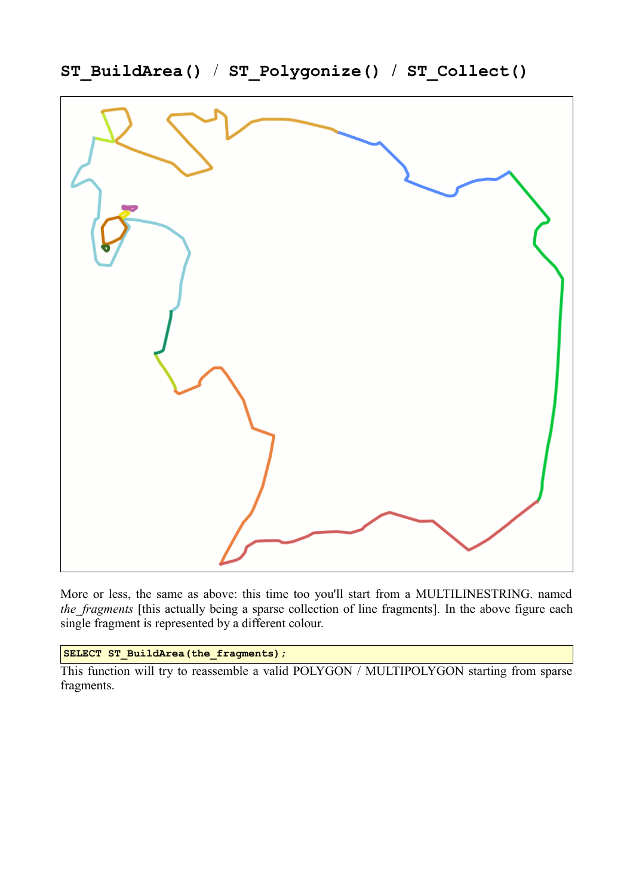## ST_BuildArea() / ST_Polygonize() / ST_Collect()

More or less, the same as above: this time too you'll start from a MULTILINESTRING. named *the_fragments* [this actually being a sparse collection of line fragments]. In the above figure each single fragment is represented by a different colour.

```
SELECT ST_BuildArea(the_fragments);
```

This function will try to reassemble a valid POLYGON / MULTIPOLYGON starting from sparse fragments.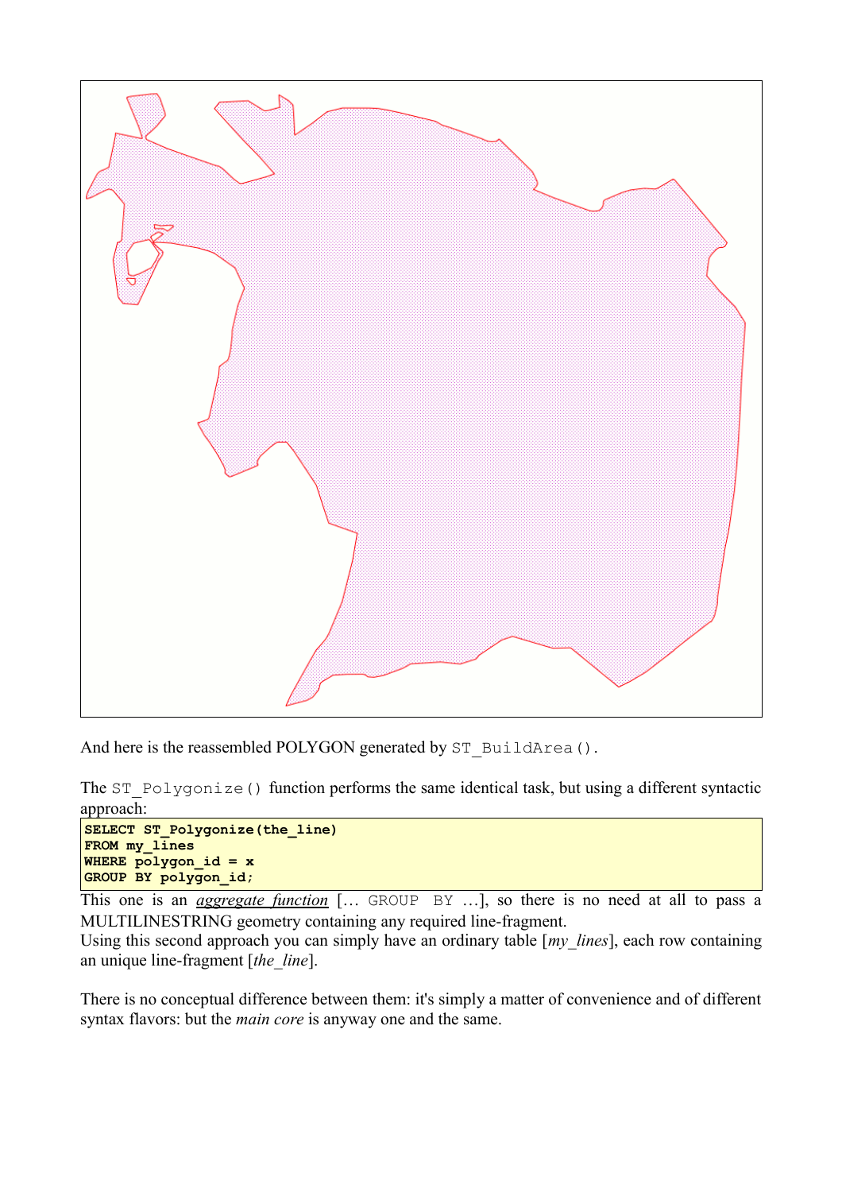And here is the reassembled POLYGON generated by `ST_BuildArea()`.

The `ST_Polygonize()` function performs the same identical task, but using a different syntactic approach:

```
SELECT ST_Polygonize(the_line)
FROM my_lines
WHERE polygon_id = x
GROUP BY polygon_id;
```

This one is an *aggregate function* [… GROUP BY …], so there is no need at all to pass a MULTILINESTRING geometry containing any required line-fragment.
Using this second approach you can simply have an ordinary table [*my_lines*], each row containing an unique line-fragment [*the_line*].

There is no conceptual difference between them: it's simply a matter of convenience and of different syntax flavors: but the *main core* is anyway one and the same.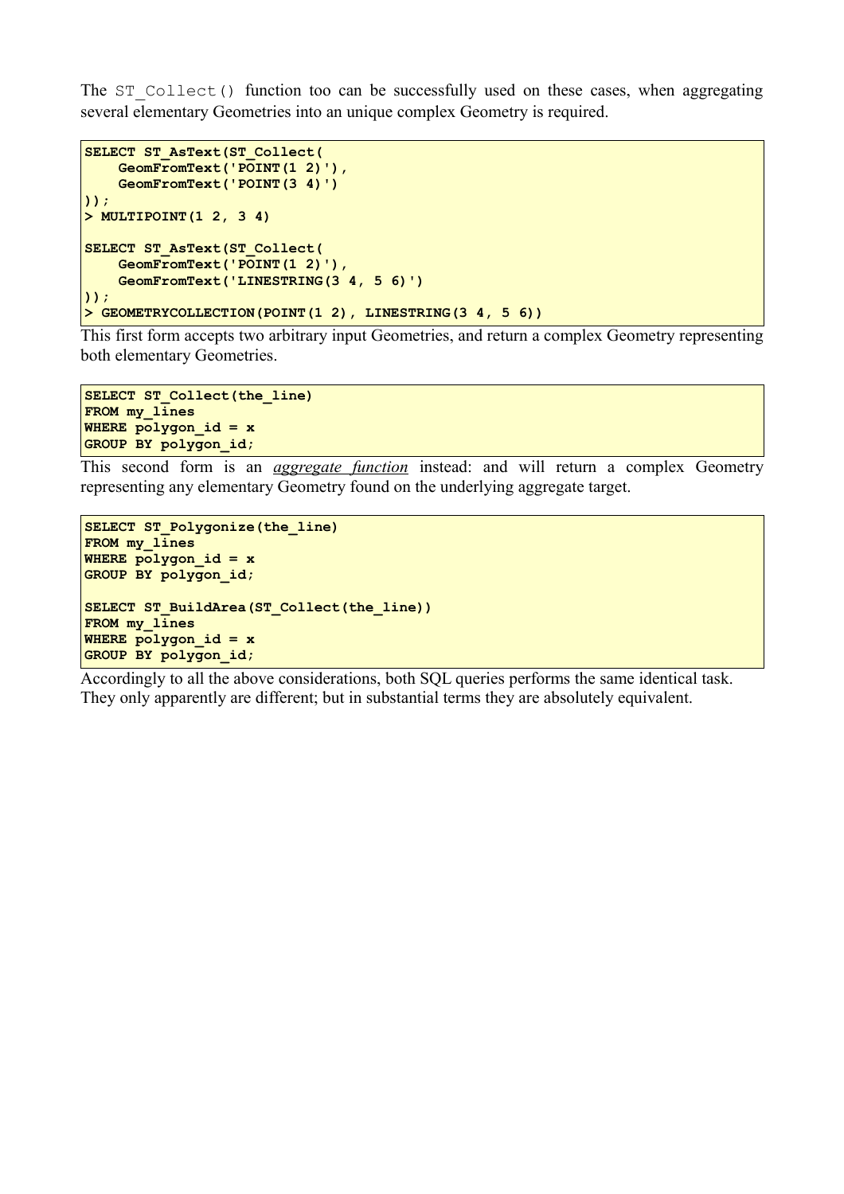The `ST_Collect()` function too can be successfully used on these cases, when aggregating several elementary Geometries into an unique complex Geometry is required.

```
SELECT ST_AsText(ST_Collect(
    GeomFromText('POINT(1 2)'),
    GeomFromText('POINT(3 4)')
));
> MULTIPOINT(1 2, 3 4)

SELECT ST_AsText(ST_Collect(
    GeomFromText('POINT(1 2)'),
    GeomFromText('LINESTRING(3 4, 5 6)')
));
> GEOMETRYCOLLECTION(POINT(1 2), LINESTRING(3 4, 5 6))
```

This first form accepts two arbitrary input Geometries, and return a complex Geometry representing both elementary Geometries.

```
SELECT ST_Collect(the_line)
FROM my_lines
WHERE polygon_id = x
GROUP BY polygon_id;
```

This second form is an *aggregate function* instead: and will return a complex Geometry representing any elementary Geometry found on the underlying aggregate target.

```
SELECT ST_Polygonize(the_line)
FROM my_lines
WHERE polygon_id = x
GROUP BY polygon_id;

SELECT ST_BuildArea(ST_Collect(the_line))
FROM my_lines
WHERE polygon_id = x
GROUP BY polygon_id;
```

Accordingly to all the above considerations, both SQL queries performs the same identical task. They only apparently are different; but in substantial terms they are absolutely equivalent.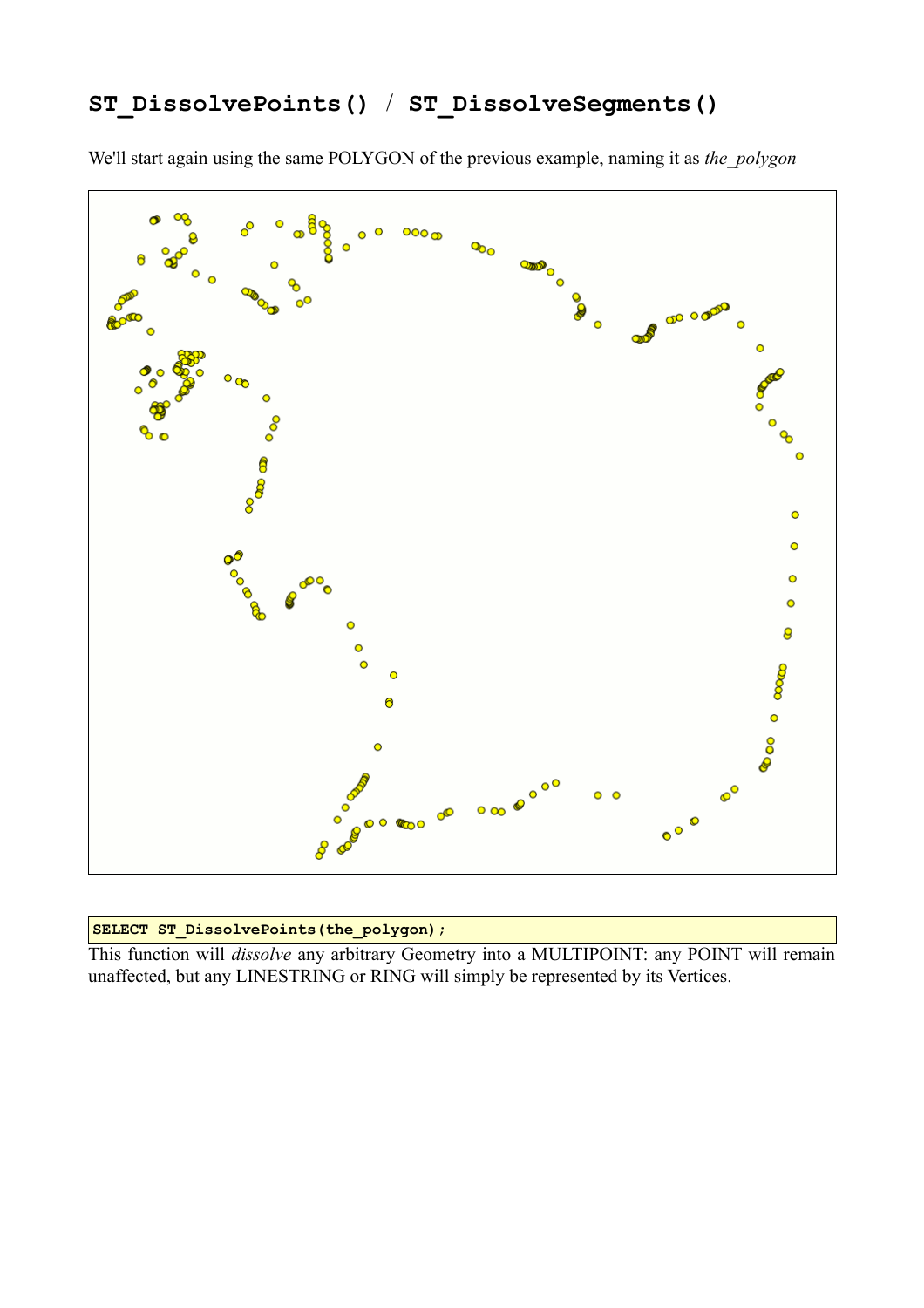## ST_DissolvePoints() / ST_DissolveSegments()

We'll start again using the same POLYGON of the previous example, naming it as *the_polygon*

```
SELECT ST_DissolvePoints(the_polygon);
```

This function will *dissolve* any arbitrary Geometry into a MULTIPOINT: any POINT will remain unaffected, but any LINESTRING or RING will simply be represented by its Vertices.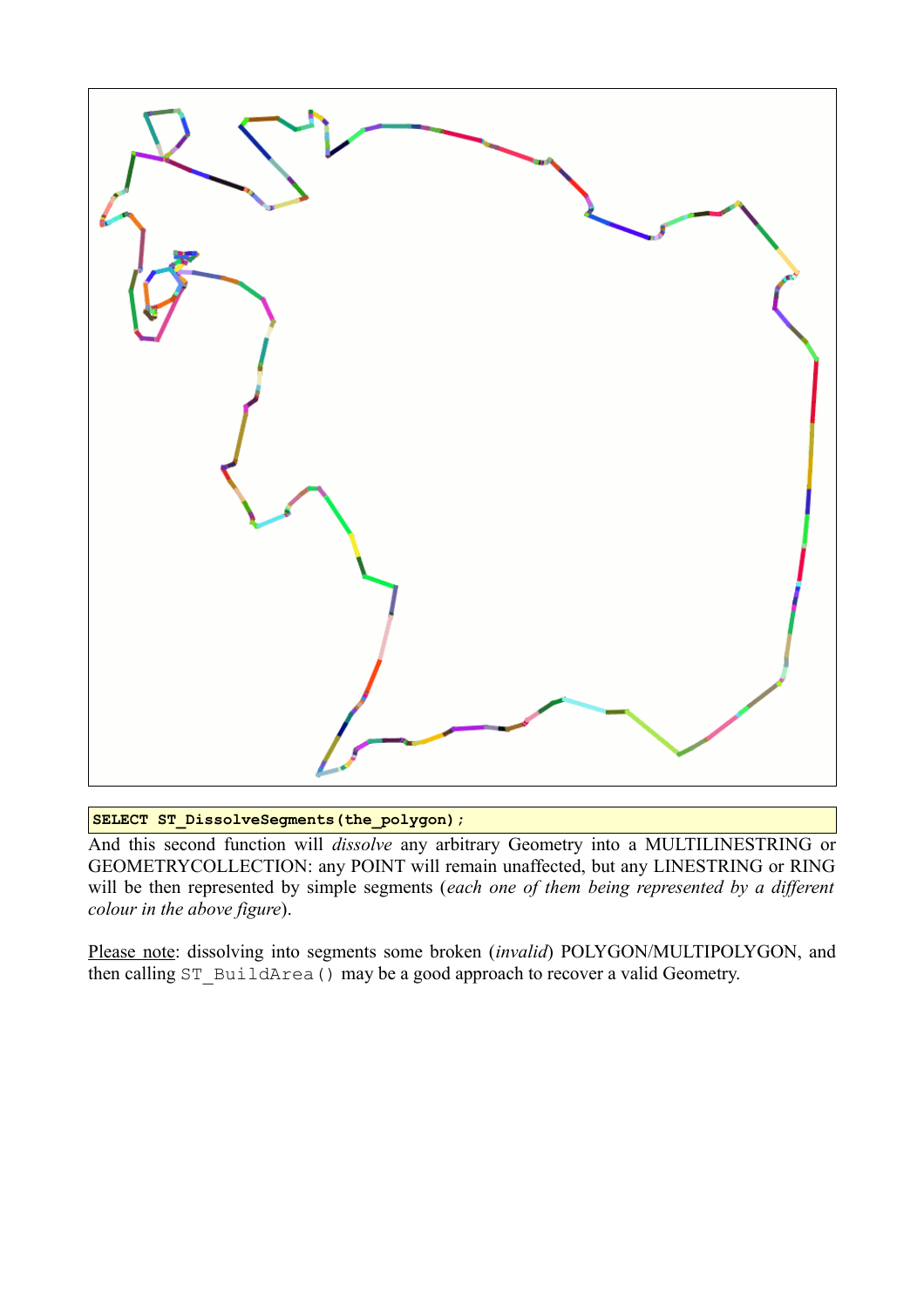```
SELECT ST_DissolveSegments(the_polygon);
```

And this second function will *dissolve* any arbitrary Geometry into a MULTILINESTRING or GEOMETRYCOLLECTION: any POINT will remain unaffected, but any LINESTRING or RING will be then represented by simple segments (*each one of them being represented by a different colour in the above figure*).

<u>Please note</u>: dissolving into segments some broken (*invalid*) POLYGON/MULTIPOLYGON, and then calling `ST_BuildArea()` may be a good approach to recover a valid Geometry.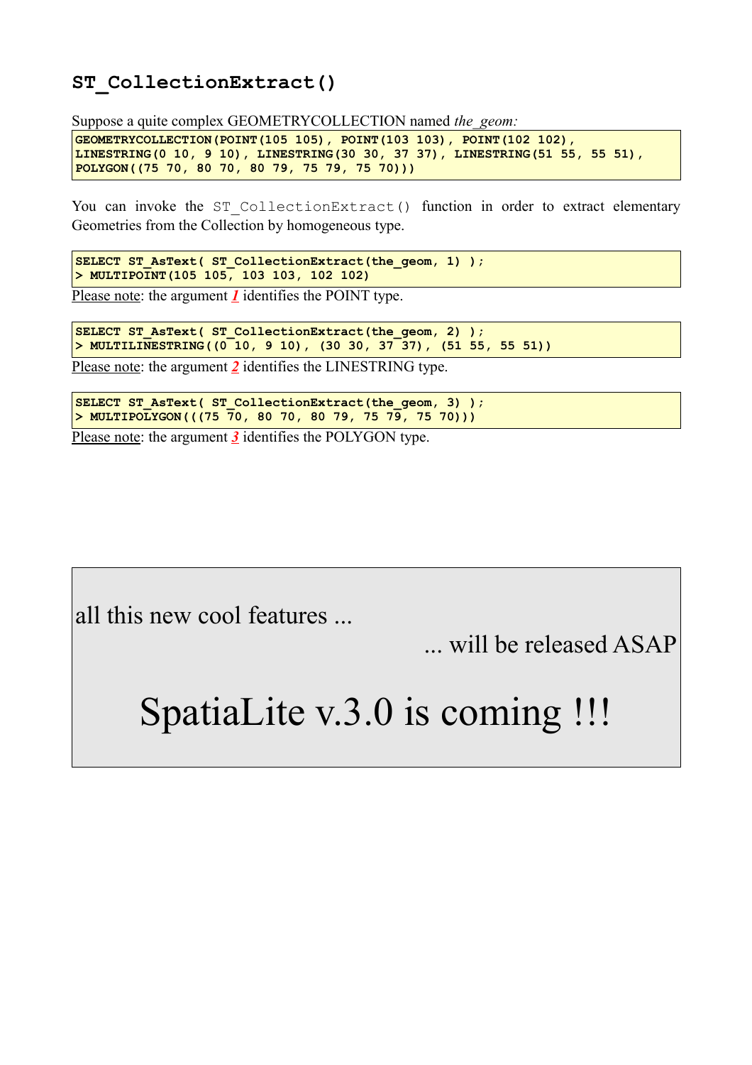## `ST_CollectionExtract()`

Suppose a quite complex GEOMETRYCOLLECTION named *the_geom:*

```
GEOMETRYCOLLECTION(POINT(105 105), POINT(103 103), POINT(102 102),
LINESTRING(0 10, 9 10), LINESTRING(30 30, 37 37), LINESTRING(51 55, 55 51),
POLYGON((75 70, 80 70, 80 79, 75 79, 75 70)))
```

You can invoke the `ST_CollectionExtract()` function in order to extract elementary Geometries from the Collection by homogeneous type.

```
SELECT ST_AsText( ST_CollectionExtract(the_geom, 1) );
> MULTIPOINT(105 105, 103 103, 102 102)
```

Please note: the argument ***1*** identifies the POINT type.

```
SELECT ST_AsText( ST_CollectionExtract(the_geom, 2) );
> MULTILINESTRING((0 10, 9 10), (30 30, 37 37), (51 55, 55 51))
```

Please note: the argument ***2*** identifies the LINESTRING type.

```
SELECT ST_AsText( ST_CollectionExtract(the_geom, 3) );
> MULTIPOLYGON(((75 70, 80 70, 80 79, 75 79, 75 70)))
```

Please note: the argument ***3*** identifies the POLYGON type.

all this new cool features ...

... will be released ASAP

# SpatiaLite v.3.0 is coming !!!